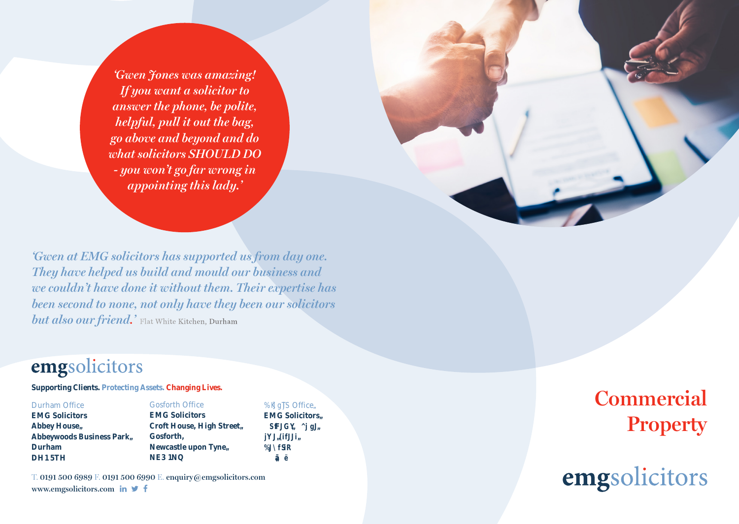*'Gwen Jones was amazing! If you want a solicitor to answer the phone, be polite, helpful, pull it out the bag, go above and beyond and do what solicitors SHOULD DO - you won't go far wrong in appointing this lady.'*

*'Gwen at EMG solicitors has supported us from day one. They have helped us build and mould our business and we couldn't have done it without them. Their expertise has been second to none, not only have they been our solicitors but also our friend.'* Flat White Kitchen, Durham

**emg**solicitors

**Supporting Clients. Protecting Assets. Changing Lives.**

Durham Office
**EMG Solicitors**
**Abbey House„**
**Abbeywoods Business Park„**
**Durham**
**DH1 5TH**

Gosforth Office
**EMG Solicitors**
**Croft House, High Street„**
**Gosforth,**
**Newcastle upon Tyne„**
**NE3 1NQ**

%K gTS Office„
**EMG Solicitors„**
**SfFJGY„ ^j gJ„**
**jYJ„(ifJJi„**
**%J\ fSR**
**ã ë**

T. 0191 500 6989 F. 0191 500 6990 E. enquiry@emgsolicitors.com
www.emgsolicitors.com

# Commercial Property

**emg**solicitors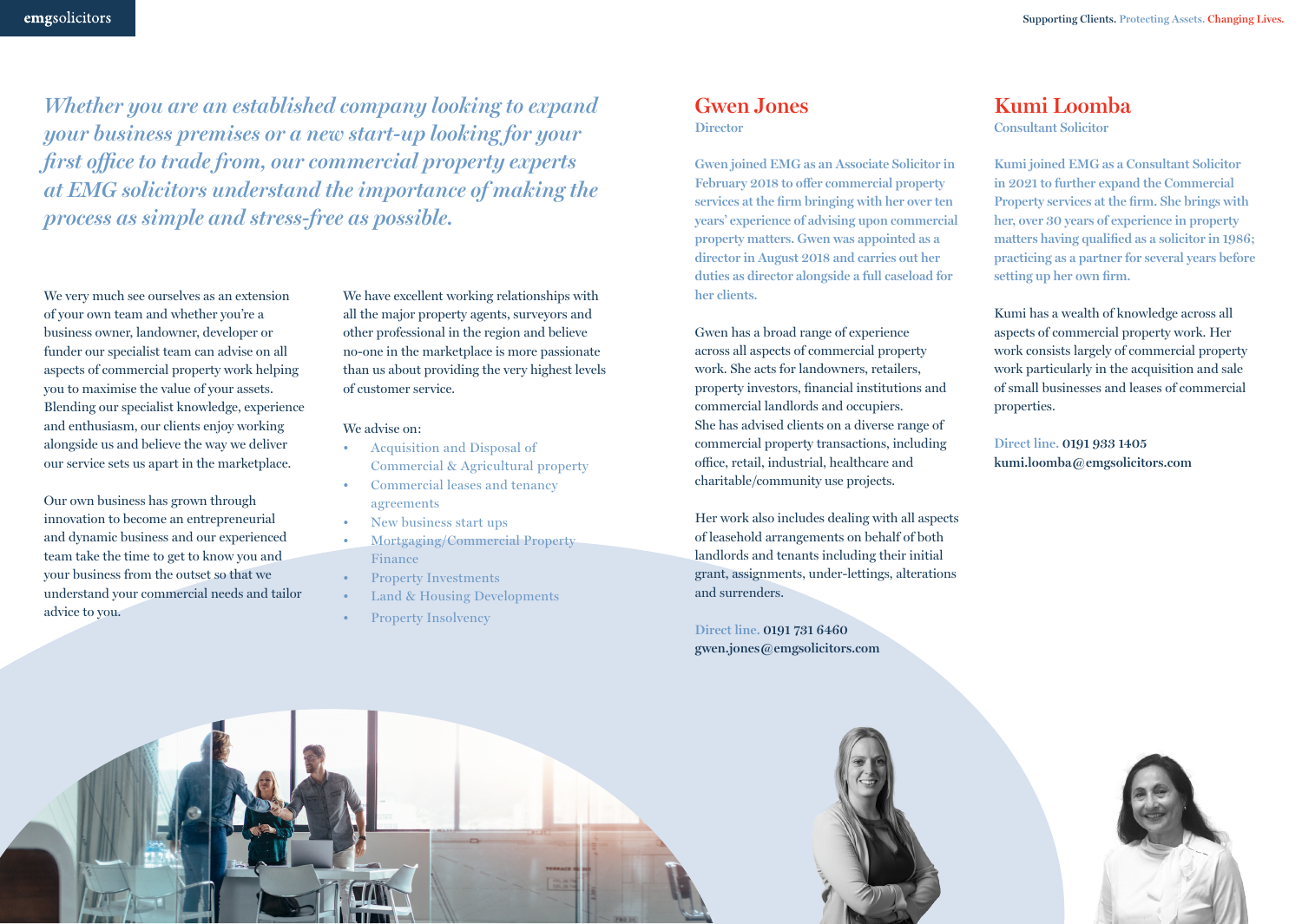*Whether you are an established company looking to expand your business premises or a new start-up looking for your first office to trade from, our commercial property experts at EMG solicitors understand the importance of making the process as simple and stress-free as possible.*

We very much see ourselves as an extension of your own team and whether you're a business owner, landowner, developer or funder our specialist team can advise on all aspects of commercial property work helping you to maximise the value of your assets. Blending our specialist knowledge, experience and enthusiasm, our clients enjoy working alongside us and believe the way we deliver our service sets us apart in the marketplace.

Our own business has grown through innovation to become an entrepreneurial and dynamic business and our experienced team take the time to get to know you and your business from the outset so that we understand your commercial needs and tailor advice to you.

We have excellent working relationships with all the major property agents, surveyors and other professional in the region and believe no-one in the marketplace is more passionate than us about providing the very highest levels of customer service.

We advise on:

- Acquisition and Disposal of Commercial & Agricultural property
- Commercial leases and tenancy agreements
- New business start ups
- Mortgaging/Commercial Property Finance
- Property Investments
- Land & Housing Developments
- Property Insolvency

## Gwen Jones

**Director**

**Gwen joined EMG as an Associate Solicitor in February 2018 to offer commercial property services at the firm bringing with her over ten years' experience of advising upon commercial property matters. Gwen was appointed as a director in August 2018 and carries out her duties as director alongside a full caseload for her clients.**

Gwen has a broad range of experience across all aspects of commercial property work. She acts for landowners, retailers, property investors, financial institutions and commercial landlords and occupiers. She has advised clients on a diverse range of commercial property transactions, including office, retail, industrial, healthcare and charitable/community use projects.

Her work also includes dealing with all aspects of leasehold arrangements on behalf of both landlords and tenants including their initial grant, assignments, under-lettings, alterations and surrenders.

**Direct line.** **0191 731 6460**
**gwen.jones@emgsolicitors.com**

## Kumi Loomba

**Consultant Solicitor**

**Kumi joined EMG as a Consultant Solicitor in 2021 to further expand the Commercial Property services at the firm. She brings with her, over 30 years of experience in property matters having qualified as a solicitor in 1986; practicing as a partner for several years before setting up her own firm.**

Kumi has a wealth of knowledge across all aspects of commercial property work. Her work consists largely of commercial property work particularly in the acquisition and sale of small businesses and leases of commercial properties.

**Direct line.** **0191 933 1405**
**kumi.loomba@emgsolicitors.com**